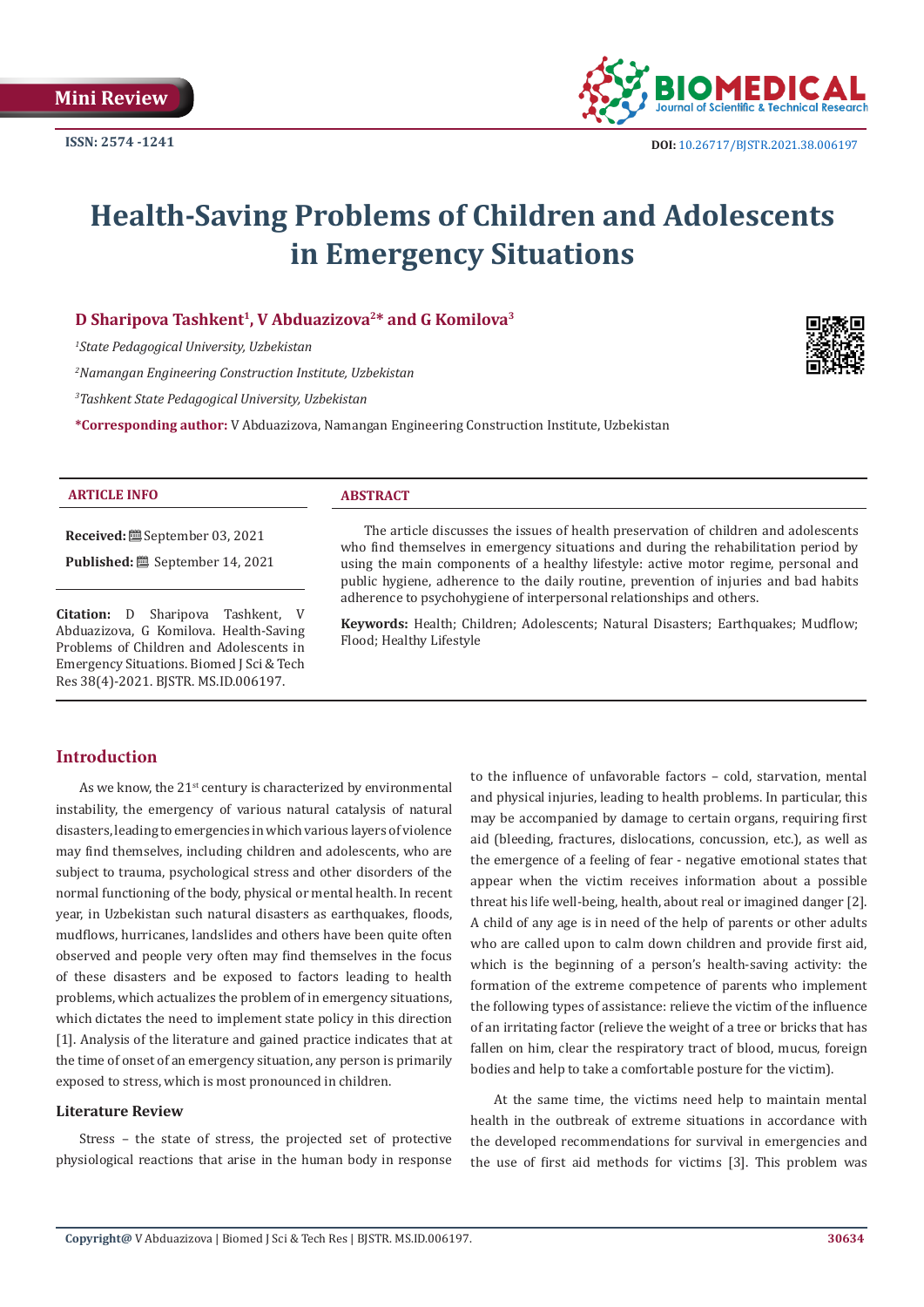Mini Review

ISSN: 2574 -1241

DOI: 10.26717/BJSTR.2021.38.006197

# Health-Saving Problems of Children and Adolescents in Emergency Situations

**D Sharipova Tashkent[1], V Abduazizova[2]\* and G Komilova[3]**

*[1]State Pedagogical University, Uzbekistan*

*[2]Namangan Engineering Construction Institute, Uzbekistan*

*[3]Tashkent State Pedagogical University, Uzbekistan*

**\*Corresponding author:** V Abduazizova, Namangan Engineering Construction Institute, Uzbekistan

**ARTICLE INFO**

**Received:** September 03, 2021

**Published:** September 14, 2021

**Citation:** D Sharipova Tashkent, V Abduazizova, G Komilova. Health-Saving Problems of Children and Adolescents in Emergency Situations. Biomed J Sci & Tech Res 38(4)-2021. BJSTR. MS.ID.006197.

**ABSTRACT**

The article discusses the issues of health preservation of children and adolescents who find themselves in emergency situations and during the rehabilitation period by using the main components of a healthy lifestyle: active motor regime, personal and public hygiene, adherence to the daily routine, prevention of injuries and bad habits adherence to psychohygiene of interpersonal relationships and others.

**Keywords:** Health; Children; Adolescents; Natural Disasters; Earthquakes; Mudflow; Flood; Healthy Lifestyle

## Introduction

As we know, the 21$^{st}$ century is characterized by environmental instability, the emergency of various natural catalysis of natural disasters, leading to emergencies in which various layers of violence may find themselves, including children and adolescents, who are subject to trauma, psychological stress and other disorders of the normal functioning of the body, physical or mental health. In recent year, in Uzbekistan such natural disasters as earthquakes, floods, mudflows, hurricanes, landslides and others have been quite often observed and people very often may find themselves in the focus of these disasters and be exposed to factors leading to health problems, which actualizes the problem of in emergency situations, which dictates the need to implement state policy in this direction [1]. Analysis of the literature and gained practice indicates that at the time of onset of an emergency situation, any person is primarily exposed to stress, which is most pronounced in children.

### Literature Review

Stress – the state of stress, the projected set of protective physiological reactions that arise in the human body in response to the influence of unfavorable factors – cold, starvation, mental and physical injuries, leading to health problems. In particular, this may be accompanied by damage to certain organs, requiring first aid (bleeding, fractures, dislocations, concussion, etc.), as well as the emergence of a feeling of fear - negative emotional states that appear when the victim receives information about a possible threat his life well-being, health, about real or imagined danger [2]. A child of any age is in need of the help of parents or other adults who are called upon to calm down children and provide first aid, which is the beginning of a person's health-saving activity: the formation of the extreme competence of parents who implement the following types of assistance: relieve the victim of the influence of an irritating factor (relieve the weight of a tree or bricks that has fallen on him, clear the respiratory tract of blood, mucus, foreign bodies and help to take a comfortable posture for the victim).

At the same time, the victims need help to maintain mental health in the outbreak of extreme situations in accordance with the developed recommendations for survival in emergencies and the use of first aid methods for victims [3]. This problem was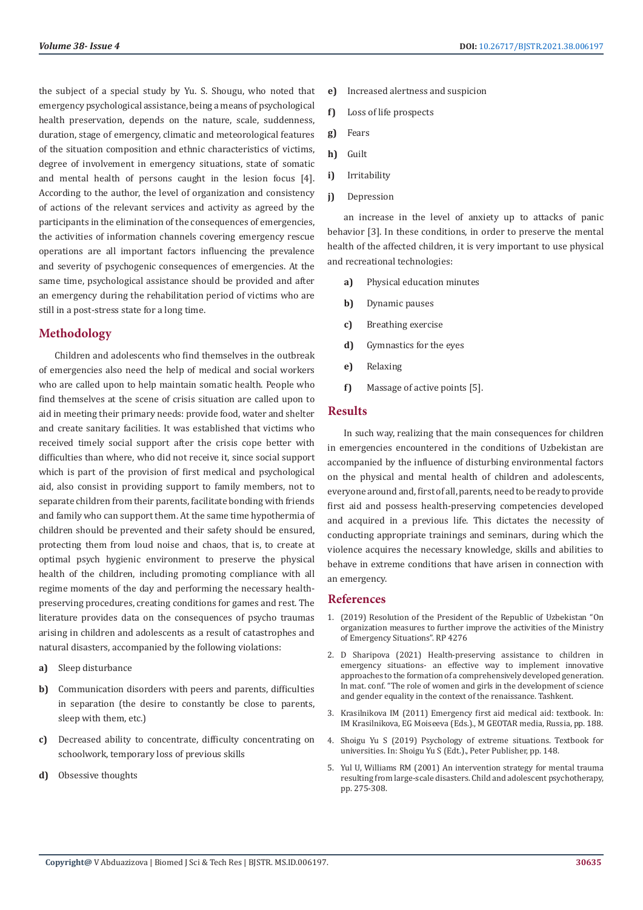the subject of a special study by Yu. S. Shougu, who noted that emergency psychological assistance, being a means of psychological health preservation, depends on the nature, scale, suddenness, duration, stage of emergency, climatic and meteorological features of the situation composition and ethnic characteristics of victims, degree of involvement in emergency situations, state of somatic and mental health of persons caught in the lesion focus [4]. According to the author, the level of organization and consistency of actions of the relevant services and activity as agreed by the participants in the elimination of the consequences of emergencies, the activities of information channels covering emergency rescue operations are all important factors influencing the prevalence and severity of psychogenic consequences of emergencies. At the same time, psychological assistance should be provided and after an emergency during the rehabilitation period of victims who are still in a post-stress state for a long time.

## Methodology

Children and adolescents who find themselves in the outbreak of emergencies also need the help of medical and social workers who are called upon to help maintain somatic health. People who find themselves at the scene of crisis situation are called upon to aid in meeting their primary needs: provide food, water and shelter and create sanitary facilities. It was established that victims who received timely social support after the crisis cope better with difficulties than where, who did not receive it, since social support which is part of the provision of first medical and psychological aid, also consist in providing support to family members, not to separate children from their parents, facilitate bonding with friends and family who can support them. At the same time hypothermia of children should be prevented and their safety should be ensured, protecting them from loud noise and chaos, that is, to create at optimal psych hygienic environment to preserve the physical health of the children, including promoting compliance with all regime moments of the day and performing the necessary health-preserving procedures, creating conditions for games and rest. The literature provides data on the consequences of psycho traumas arising in children and adolescents as a result of catastrophes and natural disasters, accompanied by the following violations:

a) Sleep disturbance

b) Communication disorders with peers and parents, difficulties in separation (the desire to constantly be close to parents, sleep with them, etc.)

c) Decreased ability to concentrate, difficulty concentrating on schoolwork, temporary loss of previous skills

d) Obsessive thoughts

e) Increased alertness and suspicion

f) Loss of life prospects

g) Fears

h) Guilt

i) Irritability

j) Depression

an increase in the level of anxiety up to attacks of panic behavior [3]. In these conditions, in order to preserve the mental health of the affected children, it is very important to use physical and recreational technologies:

a) Physical education minutes

b) Dynamic pauses

c) Breathing exercise

d) Gymnastics for the eyes

e) Relaxing

f) Massage of active points [5].

## Results

In such way, realizing that the main consequences for children in emergencies encountered in the conditions of Uzbekistan are accompanied by the influence of disturbing environmental factors on the physical and mental health of children and adolescents, everyone around and, first of all, parents, need to be ready to provide first aid and possess health-preserving competencies developed and acquired in a previous life. This dictates the necessity of conducting appropriate trainings and seminars, during which the violence acquires the necessary knowledge, skills and abilities to behave in extreme conditions that have arisen in connection with an emergency.

## References

1. (2019) Resolution of the President of the Republic of Uzbekistan "On organization measures to further improve the activities of the Ministry of Emergency Situations". RP 4276
2. D Sharipova (2021) Health-preserving assistance to children in emergency situations- an effective way to implement innovative approaches to the formation of a comprehensively developed generation. In mat. conf. "The role of women and girls in the development of science and gender equality in the context of the renaissance. Tashkent.
3. Krasilnikova IM (2011) Emergency first aid medical aid: textbook. In: IM Krasilnikova, EG Moiseeva (Eds.), M GEOTAR media, Russia, pp. 188.
4. Shoigu Yu S (2019) Psychology of extreme situations. Textbook for universities. In: Shoigu Yu S (Edt.), Peter Publisher, pp. 148.
5. Yul U, Williams RM (2001) An intervention strategy for mental trauma resulting from large-scale disasters. Child and adolescent psychotherapy, pp. 275-308.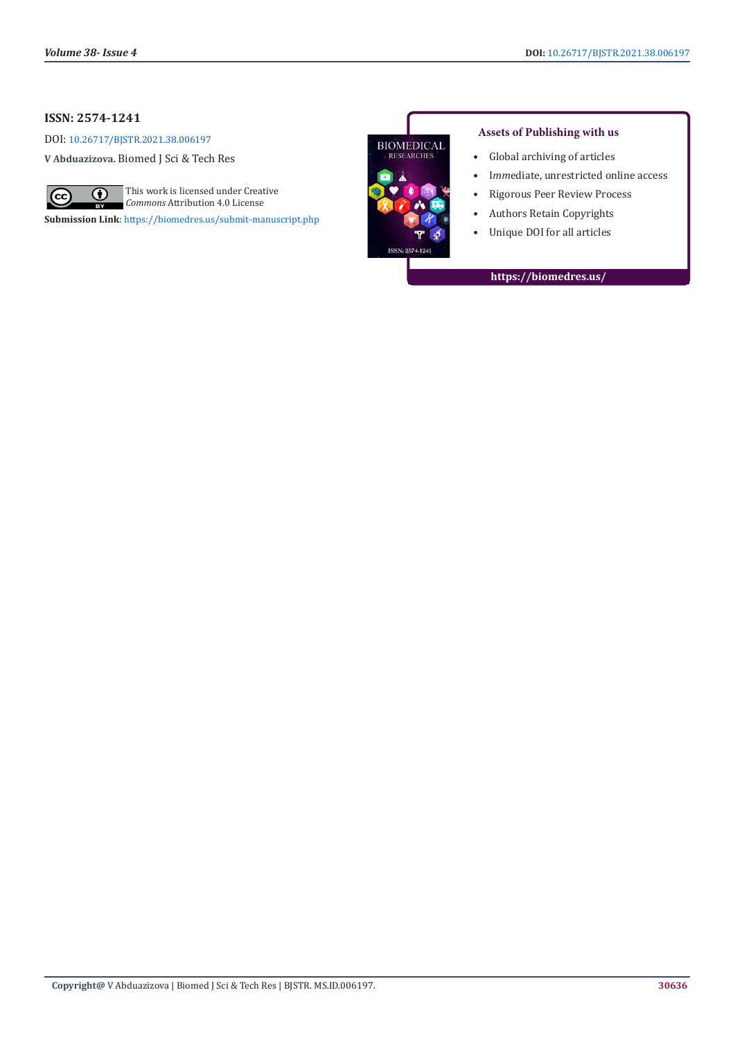**ISSN: 2574-1241**

DOI: 10.26717/BJSTR.2021.38.006197

**V Abduazizova.** Biomed J Sci & Tech Res

This work is licensed under Creative *Commons* Attribution 4.0 License

**Submission Link**: https://biomedres.us/submit-manuscript.php

### Assets of Publishing with us

- Global archiving of articles
- Immediate, unrestricted online access
- Rigorous Peer Review Process
- Authors Retain Copyrights
- Unique DOI for all articles

**https://biomedres.us/**